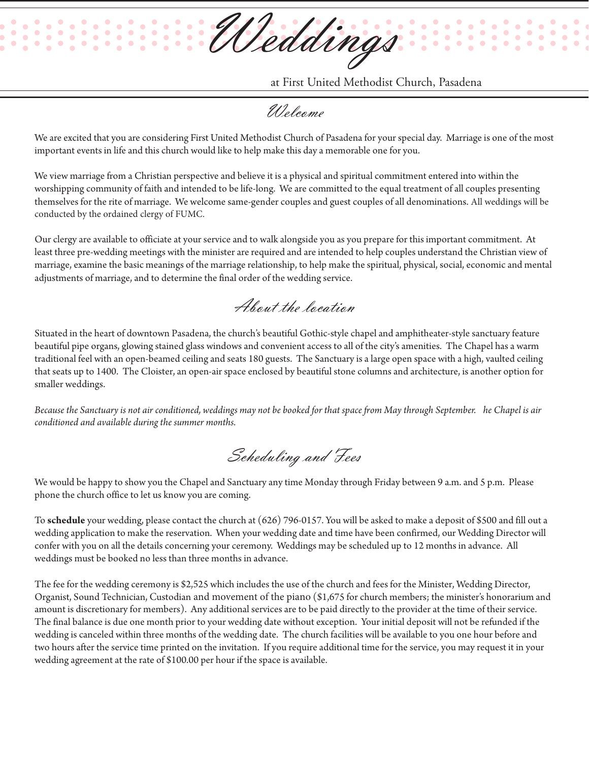# Weddings

at First United Methodist Church, Pasadena

## Welcome

We are excited that you are considering First United Methodist Church of Pasadena for your special day. Marriage is one of the most important events in life and this church would like to help make this day a memorable one for you.

We view marriage from a Christian perspective and believe it is a physical and spiritual commitment entered into within the worshipping community of faith and intended to be life-long. We are committed to the equal treatment of all couples presenting themselves for the rite of marriage. We welcome same-gender couples and guest couples of all denominations. All weddings will be conducted by the ordained clergy of FUMC.

Our clergy are available to officiate at your service and to walk alongside you as you prepare for this important commitment. At least three pre-wedding meetings with the minister are required and are intended to help couples understand the Christian view of marriage, examine the basic meanings of the marriage relationship, to help make the spiritual, physical, social, economic and mental adjustments of marriage, and to determine the final order of the wedding service.

## About the location

Situated in the heart of downtown Pasadena, the church's beautiful Gothic-style chapel and amphitheater-style sanctuary feature beautiful pipe organs, glowing stained glass windows and convenient access to all of the city's amenities. The Chapel has a warm traditional feel with an open-beamed ceiling and seats 180 guests. The Sanctuary is a large open space with a high, vaulted ceiling that seats up to 1400. The Cloister, an open-air space enclosed by beautiful stone columns and architecture, is another option for smaller weddings.

*Because the Sanctuary is not air conditioned, weddings may not be booked for that space from May through September. he Chapel is air conditioned and available during the summer months.*

## Scheduling and Fees

We would be happy to show you the Chapel and Sanctuary any time Monday through Friday between 9 a.m. and 5 p.m. Please phone the church office to let us know you are coming.

To **schedule** your wedding, please contact the church at (626) 796-0157. You will be asked to make a deposit of $500 and fill out a wedding application to make the reservation. When your wedding date and time have been confirmed, our Wedding Director will confer with you on all the details concerning your ceremony. Weddings may be scheduled up to 12 months in advance. All weddings must be booked no less than three months in advance.

The fee for the wedding ceremony is $2,525 which includes the use of the church and fees for the Minister, Wedding Director, Organist, Sound Technician, Custodian and movement of the piano ($1,675 for church members; the minister's honorarium and amount is discretionary for members). Any additional services are to be paid directly to the provider at the time of their service. The final balance is due one month prior to your wedding date without exception. Your initial deposit will not be refunded if the wedding is canceled within three months of the wedding date. The church facilities will be available to you one hour before and two hours after the service time printed on the invitation. If you require additional time for the service, you may request it in your wedding agreement at the rate of $100.00 per hour if the space is available.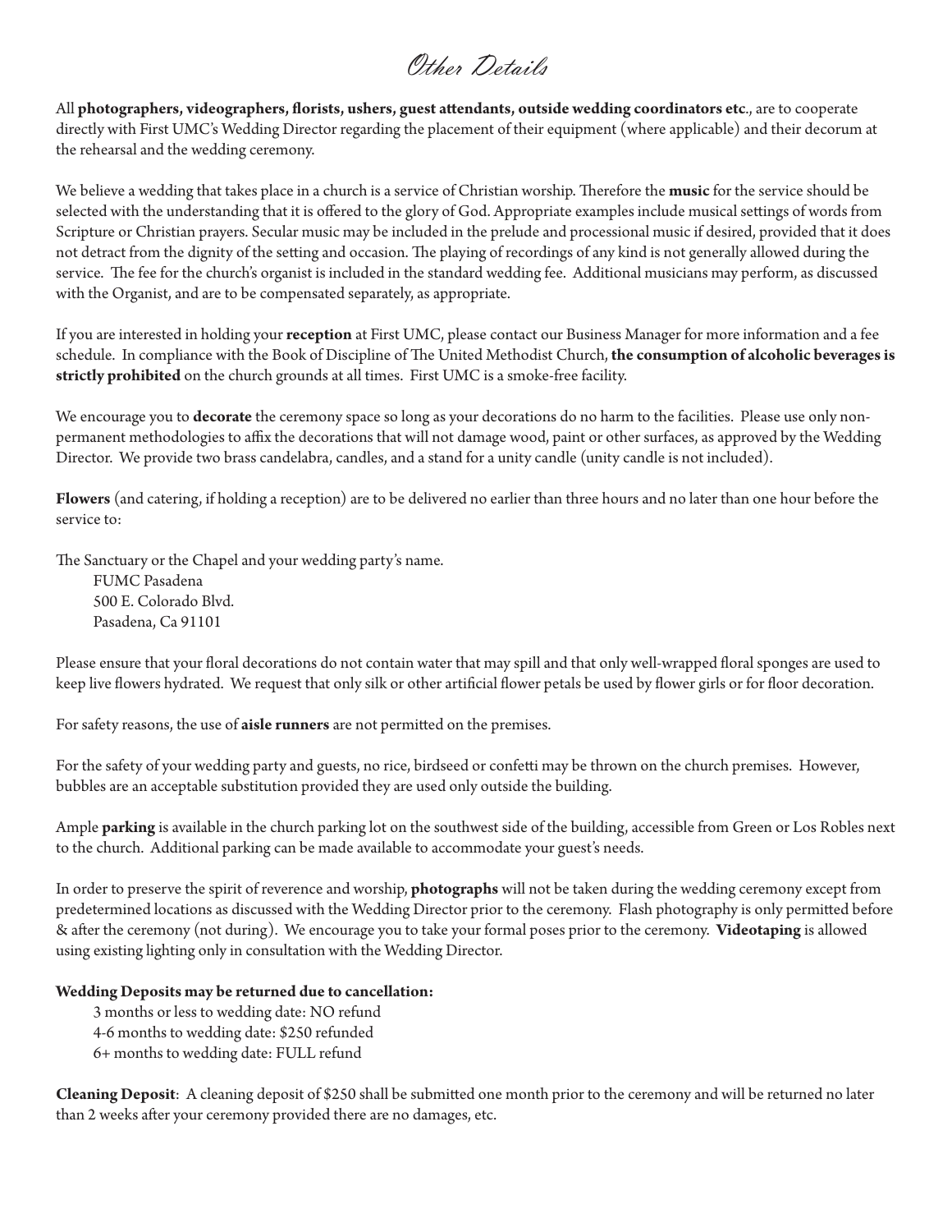# Other Details

All **photographers, videographers, florists, ushers, guest attendants, outside wedding coordinators etc**., are to cooperate directly with First UMC's Wedding Director regarding the placement of their equipment (where applicable) and their decorum at the rehearsal and the wedding ceremony.

We believe a wedding that takes place in a church is a service of Christian worship. Therefore the **music** for the service should be selected with the understanding that it is offered to the glory of God. Appropriate examples include musical settings of words from Scripture or Christian prayers. Secular music may be included in the prelude and processional music if desired, provided that it does not detract from the dignity of the setting and occasion. The playing of recordings of any kind is not generally allowed during the service. The fee for the church's organist is included in the standard wedding fee. Additional musicians may perform, as discussed with the Organist, and are to be compensated separately, as appropriate.

If you are interested in holding your **reception** at First UMC, please contact our Business Manager for more information and a fee schedule. In compliance with the Book of Discipline of The United Methodist Church, **the consumption of alcoholic beverages is strictly prohibited** on the church grounds at all times. First UMC is a smoke-free facility.

We encourage you to **decorate** the ceremony space so long as your decorations do no harm to the facilities. Please use only non-permanent methodologies to affix the decorations that will not damage wood, paint or other surfaces, as approved by the Wedding Director. We provide two brass candelabra, candles, and a stand for a unity candle (unity candle is not included).

**Flowers** (and catering, if holding a reception) are to be delivered no earlier than three hours and no later than one hour before the service to:

The Sanctuary or the Chapel and your wedding party's name.
FUMC Pasadena
500 E. Colorado Blvd.
Pasadena, Ca 91101

Please ensure that your floral decorations do not contain water that may spill and that only well-wrapped floral sponges are used to keep live flowers hydrated. We request that only silk or other artificial flower petals be used by flower girls or for floor decoration.

For safety reasons, the use of **aisle runners** are not permitted on the premises.

For the safety of your wedding party and guests, no rice, birdseed or confetti may be thrown on the church premises. However, bubbles are an acceptable substitution provided they are used only outside the building.

Ample **parking** is available in the church parking lot on the southwest side of the building, accessible from Green or Los Robles next to the church. Additional parking can be made available to accommodate your guest's needs.

In order to preserve the spirit of reverence and worship, **photographs** will not be taken during the wedding ceremony except from predetermined locations as discussed with the Wedding Director prior to the ceremony. Flash photography is only permitted before & after the ceremony (not during). We encourage you to take your formal poses prior to the ceremony. **Videotaping** is allowed using existing lighting only in consultation with the Wedding Director.

**Wedding Deposits may be returned due to cancellation:**

3 months or less to wedding date: NO refund
4-6 months to wedding date: $250 refunded
6+ months to wedding date: FULL refund

**Cleaning Deposit**: A cleaning deposit of $250 shall be submitted one month prior to the ceremony and will be returned no later than 2 weeks after your ceremony provided there are no damages, etc.